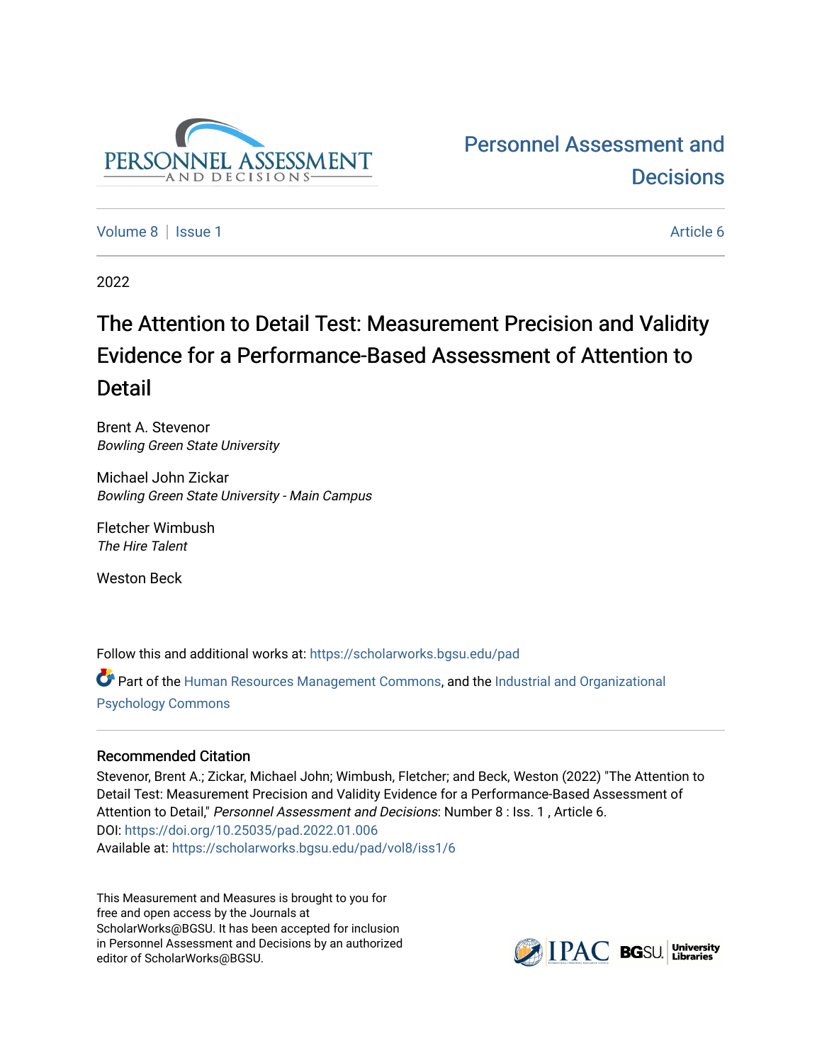# Personnel Assessment and Decisions

Volume 8 | Issue 1 Article 6

2022

# The Attention to Detail Test: Measurement Precision and Validity Evidence for a Performance-Based Assessment of Attention to Detail

Brent A. Stevenor
*Bowling Green State University*

Michael John Zickar
*Bowling Green State University - Main Campus*

Fletcher Wimbush
*The Hire Talent*

Weston Beck

Follow this and additional works at: https://scholarworks.bgsu.edu/pad

Part of the Human Resources Management Commons, and the Industrial and Organizational Psychology Commons

## Recommended Citation

Stevenor, Brent A.; Zickar, Michael John; Wimbush, Fletcher; and Beck, Weston (2022) "The Attention to Detail Test: Measurement Precision and Validity Evidence for a Performance-Based Assessment of Attention to Detail," *Personnel Assessment and Decisions*: Number 8 : Iss. 1 , Article 6.
DOI: https://doi.org/10.25035/pad.2022.01.006
Available at: https://scholarworks.bgsu.edu/pad/vol8/iss1/6

This Measurement and Measures is brought to you for free and open access by the Journals at ScholarWorks@BGSU. It has been accepted for inclusion in Personnel Assessment and Decisions by an authorized editor of ScholarWorks@BGSU.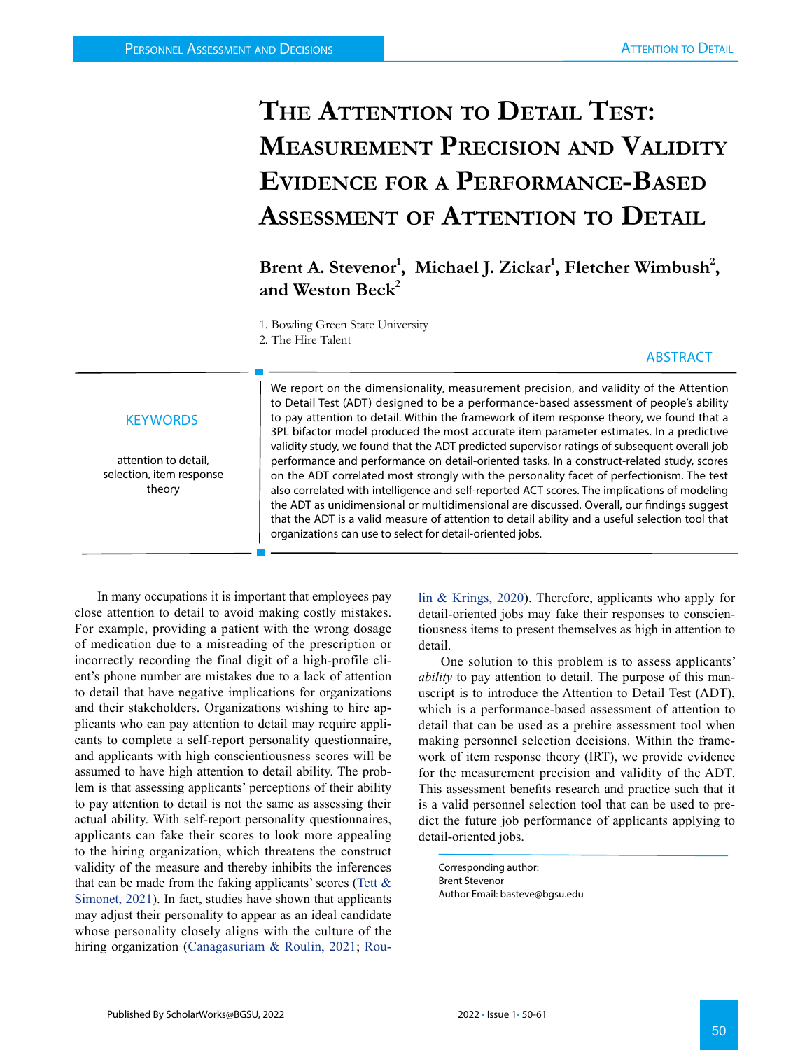# The Attention to Detail Test: Measurement Precision and Validity Evidence for a Performance-Based Assessment of Attention to Detail

**Brent A. Stevenor[1], Michael J. Zickar[1], Fletcher Wimbush[2], and Weston Beck[2]**

1. Bowling Green State University
2. The Hire Talent

## ABSTRACT

We report on the dimensionality, measurement precision, and validity of the Attention to Detail Test (ADT) designed to be a performance-based assessment of people's ability to pay attention to detail. Within the framework of item response theory, we found that a 3PL bifactor model produced the most accurate item parameter estimates. In a predictive validity study, we found that the ADT predicted supervisor ratings of subsequent overall job performance and performance on detail-oriented tasks. In a construct-related study, scores on the ADT correlated most strongly with the personality facet of perfectionism. The test also correlated with intelligence and self-reported ACT scores. The implications of modeling the ADT as unidimensional or multidimensional are discussed. Overall, our findings suggest that the ADT is a valid measure of attention to detail ability and a useful selection tool that organizations can use to select for detail-oriented jobs.

## KEYWORDS

attention to detail, selection, item response theory

In many occupations it is important that employees pay close attention to detail to avoid making costly mistakes. For example, providing a patient with the wrong dosage of medication due to a misreading of the prescription or incorrectly recording the final digit of a high-profile client's phone number are mistakes due to a lack of attention to detail that have negative implications for organizations and their stakeholders. Organizations wishing to hire applicants who can pay attention to detail may require applicants to complete a self-report personality questionnaire, and applicants with high conscientiousness scores will be assumed to have high attention to detail ability. The problem is that assessing applicants' perceptions of their ability to pay attention to detail is not the same as assessing their actual ability. With self-report personality questionnaires, applicants can fake their scores to look more appealing to the hiring organization, which threatens the construct validity of the measure and thereby inhibits the inferences that can be made from the faking applicants' scores (Tett & Simonet, 2021). In fact, studies have shown that applicants may adjust their personality to appear as an ideal candidate whose personality closely aligns with the culture of the hiring organization (Canagasuriam & Roulin, 2021; Roulin & Krings, 2020). Therefore, applicants who apply for detail-oriented jobs may fake their responses to conscientiousness items to present themselves as high in attention to detail.

One solution to this problem is to assess applicants' *ability* to pay attention to detail. The purpose of this manuscript is to introduce the Attention to Detail Test (ADT), which is a performance-based assessment of attention to detail that can be used as a prehire assessment tool when making personnel selection decisions. Within the framework of item response theory (IRT), we provide evidence for the measurement precision and validity of the ADT. This assessment benefits research and practice such that it is a valid personnel selection tool that can be used to predict the future job performance of applicants applying to detail-oriented jobs.

Corresponding author:
Brent Stevenor
Author Email: basteve@bgsu.edu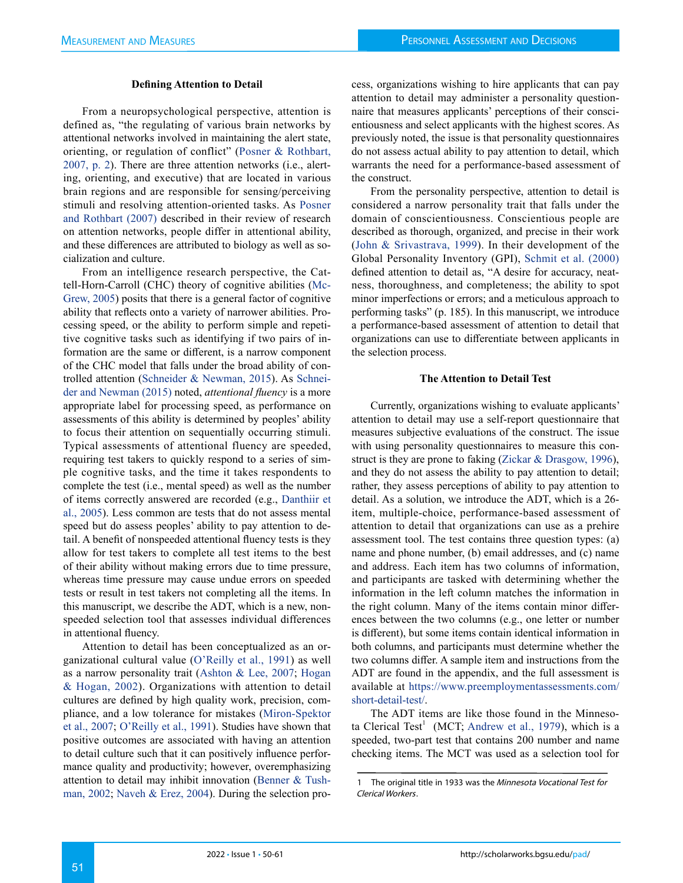### Defining Attention to Detail

From a neuropsychological perspective, attention is defined as, "the regulating of various brain networks by attentional networks involved in maintaining the alert state, orienting, or regulation of conflict" (Posner & Rothbart, 2007, p. 2). There are three attention networks (i.e., alerting, orienting, and executive) that are located in various brain regions and are responsible for sensing/perceiving stimuli and resolving attention-oriented tasks. As Posner and Rothbart (2007) described in their review of research on attention networks, people differ in attentional ability, and these differences are attributed to biology as well as socialization and culture.

From an intelligence research perspective, the Cattell-Horn-Carroll (CHC) theory of cognitive abilities (McGrew, 2005) posits that there is a general factor of cognitive ability that reflects onto a variety of narrower abilities. Processing speed, or the ability to perform simple and repetitive cognitive tasks such as identifying if two pairs of information are the same or different, is a narrow component of the CHC model that falls under the broad ability of controlled attention (Schneider & Newman, 2015). As Schneider and Newman (2015) noted, *attentional fluency* is a more appropriate label for processing speed, as performance on assessments of this ability is determined by peoples' ability to focus their attention on sequentially occurring stimuli. Typical assessments of attentional fluency are speeded, requiring test takers to quickly respond to a series of simple cognitive tasks, and the time it takes respondents to complete the test (i.e., mental speed) as well as the number of items correctly answered are recorded (e.g., Danthiir et al., 2005). Less common are tests that do not assess mental speed but do assess peoples' ability to pay attention to detail. A benefit of nonspeeded attentional fluency tests is they allow for test takers to complete all test items to the best of their ability without making errors due to time pressure, whereas time pressure may cause undue errors on speeded tests or result in test takers not completing all the items. In this manuscript, we describe the ADT, which is a new, nonspeeded selection tool that assesses individual differences in attentional fluency.

Attention to detail has been conceptualized as an organizational cultural value (O'Reilly et al., 1991) as well as a narrow personality trait (Ashton & Lee, 2007; Hogan & Hogan, 2002). Organizations with attention to detail cultures are defined by high quality work, precision, compliance, and a low tolerance for mistakes (Miron-Spektor et al., 2007; O'Reilly et al., 1991). Studies have shown that positive outcomes are associated with having an attention to detail culture such that it can positively influence performance quality and productivity; however, overemphasizing attention to detail may inhibit innovation (Benner & Tushman, 2002; Naveh & Erez, 2004). During the selection process, organizations wishing to hire applicants that can pay attention to detail may administer a personality questionnaire that measures applicants' perceptions of their conscientiousness and select applicants with the highest scores. As previously noted, the issue is that personality questionnaires do not assess actual ability to pay attention to detail, which warrants the need for a performance-based assessment of the construct.

From the personality perspective, attention to detail is considered a narrow personality trait that falls under the domain of conscientiousness. Conscientious people are described as thorough, organized, and precise in their work (John & Srivastrava, 1999). In their development of the Global Personality Inventory (GPI), Schmit et al. (2000) defined attention to detail as, "A desire for accuracy, neatness, thoroughness, and completeness; the ability to spot minor imperfections or errors; and a meticulous approach to performing tasks" (p. 185). In this manuscript, we introduce a performance-based assessment of attention to detail that organizations can use to differentiate between applicants in the selection process.

### The Attention to Detail Test

Currently, organizations wishing to evaluate applicants' attention to detail may use a self-report questionnaire that measures subjective evaluations of the construct. The issue with using personality questionnaires to measure this construct is they are prone to faking (Zickar & Drasgow, 1996), and they do not assess the ability to pay attention to detail; rather, they assess perceptions of ability to pay attention to detail. As a solution, we introduce the ADT, which is a 26-item, multiple-choice, performance-based assessment of attention to detail that organizations can use as a prehire assessment tool. The test contains three question types: (a) name and phone number, (b) email addresses, and (c) name and address. Each item has two columns of information, and participants are tasked with determining whether the information in the left column matches the information in the right column. Many of the items contain minor differences between the two columns (e.g., one letter or number is different), but some items contain identical information in both columns, and participants must determine whether the two columns differ. A sample item and instructions from the ADT are found in the appendix, and the full assessment is available at https://www.preemploymentassessments.com/short-detail-test/.

The ADT items are like those found in the Minnesota Clerical Test[1] (MCT; Andrew et al., 1979), which is a speeded, two-part test that contains 200 number and name checking items. The MCT was used as a selection tool for

1 The original title in 1933 was the *Minnesota Vocational Test for Clerical Workers*.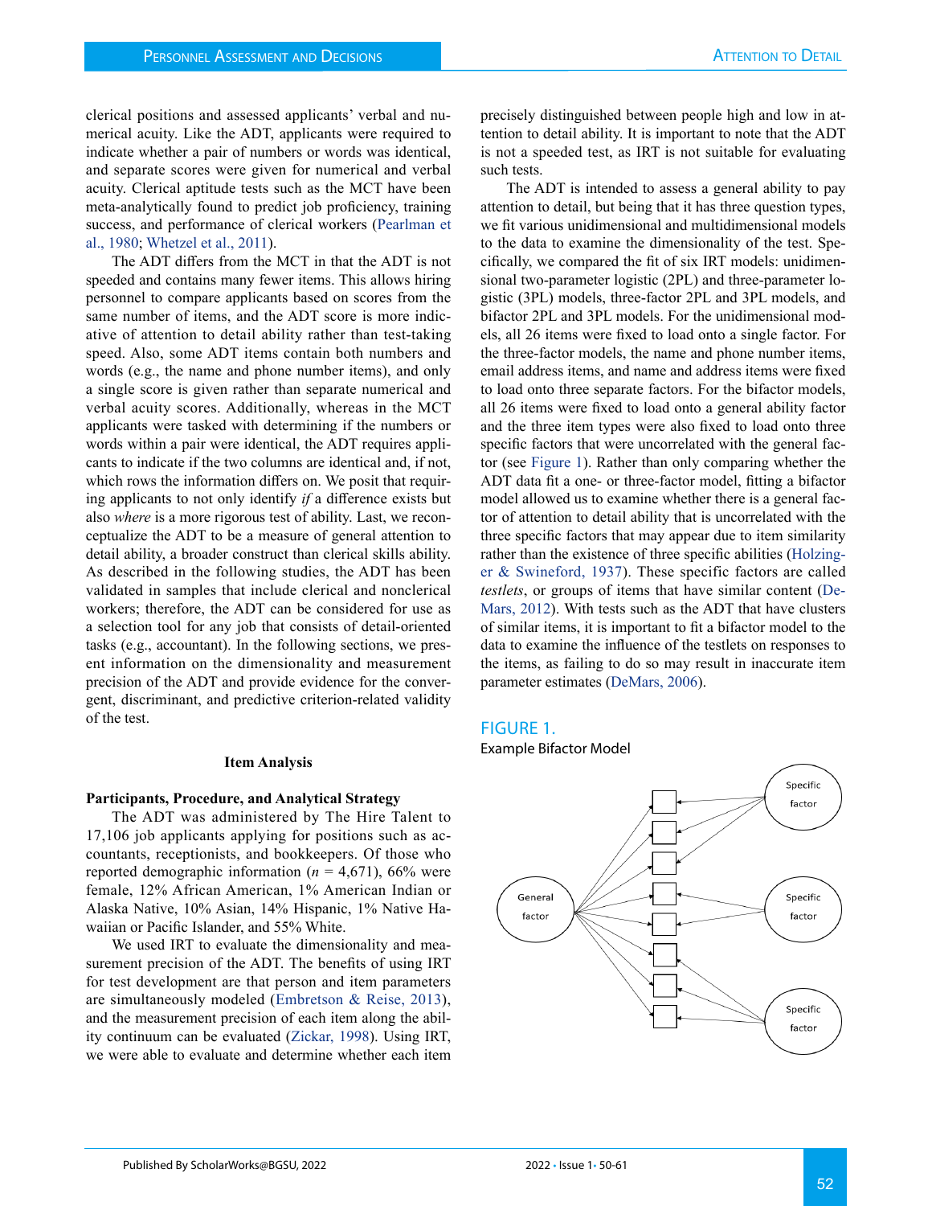clerical positions and assessed applicants' verbal and numerical acuity. Like the ADT, applicants were required to indicate whether a pair of numbers or words was identical, and separate scores were given for numerical and verbal acuity. Clerical aptitude tests such as the MCT have been meta-analytically found to predict job proficiency, training success, and performance of clerical workers (Pearlman et al., 1980; Whetzel et al., 2011).

The ADT differs from the MCT in that the ADT is not speeded and contains many fewer items. This allows hiring personnel to compare applicants based on scores from the same number of items, and the ADT score is more indicative of attention to detail ability rather than test-taking speed. Also, some ADT items contain both numbers and words (e.g., the name and phone number items), and only a single score is given rather than separate numerical and verbal acuity scores. Additionally, whereas in the MCT applicants were tasked with determining if the numbers or words within a pair were identical, the ADT requires applicants to indicate if the two columns are identical and, if not, which rows the information differs on. We posit that requiring applicants to not only identify *if* a difference exists but also *where* is a more rigorous test of ability. Last, we reconceptualize the ADT to be a measure of general attention to detail ability, a broader construct than clerical skills ability. As described in the following studies, the ADT has been validated in samples that include clerical and nonclerical workers; therefore, the ADT can be considered for use as a selection tool for any job that consists of detail-oriented tasks (e.g., accountant). In the following sections, we present information on the dimensionality and measurement precision of the ADT and provide evidence for the convergent, discriminant, and predictive criterion-related validity of the test.

## Item Analysis

### Participants, Procedure, and Analytical Strategy

The ADT was administered by The Hire Talent to 17,106 job applicants applying for positions such as accountants, receptionists, and bookkeepers. Of those who reported demographic information ($n$ = 4,671), 66% were female, 12% African American, 1% American Indian or Alaska Native, 10% Asian, 14% Hispanic, 1% Native Hawaiian or Pacific Islander, and 55% White.

We used IRT to evaluate the dimensionality and measurement precision of the ADT. The benefits of using IRT for test development are that person and item parameters are simultaneously modeled (Embretson & Reise, 2013), and the measurement precision of each item along the ability continuum can be evaluated (Zickar, 1998). Using IRT, we were able to evaluate and determine whether each item precisely distinguished between people high and low in attention to detail ability. It is important to note that the ADT is not a speeded test, as IRT is not suitable for evaluating such tests.

The ADT is intended to assess a general ability to pay attention to detail, but being that it has three question types, we fit various unidimensional and multidimensional models to the data to examine the dimensionality of the test. Specifically, we compared the fit of six IRT models: unidimensional two-parameter logistic (2PL) and three-parameter logistic (3PL) models, three-factor 2PL and 3PL models, and bifactor 2PL and 3PL models. For the unidimensional models, all 26 items were fixed to load onto a single factor. For the three-factor models, the name and phone number items, email address items, and name and address items were fixed to load onto three separate factors. For the bifactor models, all 26 items were fixed to load onto a general ability factor and the three item types were also fixed to load onto three specific factors that were uncorrelated with the general factor (see Figure 1). Rather than only comparing whether the ADT data fit a one- or three-factor model, fitting a bifactor model allowed us to examine whether there is a general factor of attention to detail ability that is uncorrelated with the three specific factors that may appear due to item similarity rather than the existence of three specific abilities (Holzinger & Swineford, 1937). These specific factors are called *testlets*, or groups of items that have similar content (DeMars, 2012). With tests such as the ADT that have clusters of similar items, it is important to fit a bifactor model to the data to examine the influence of the testlets on responses to the items, as failing to do so may result in inaccurate item parameter estimates (DeMars, 2006).

FIGURE 1.
Example Bifactor Model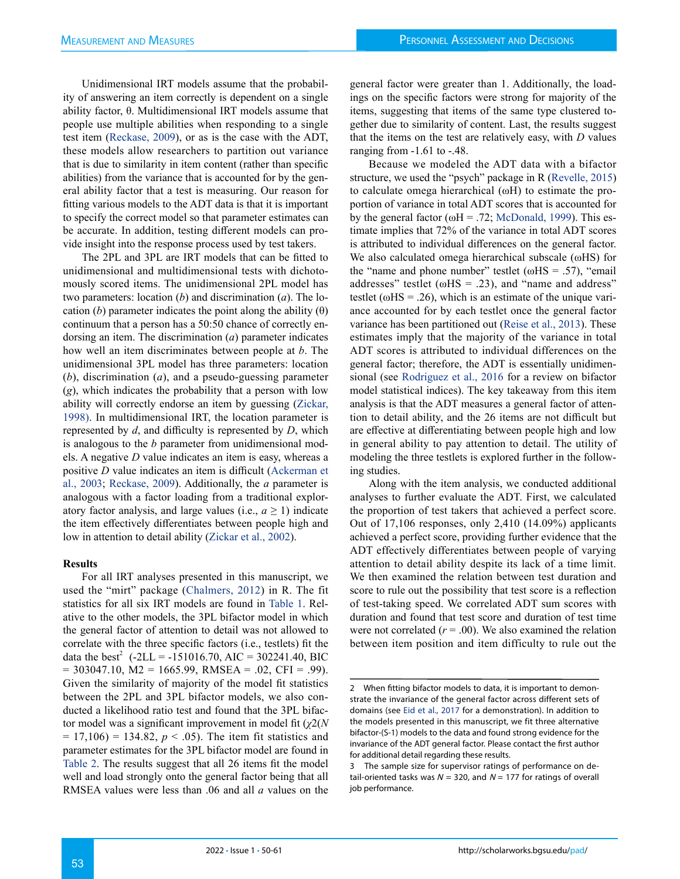Unidimensional IRT models assume that the probability of answering an item correctly is dependent on a single ability factor, θ. Multidimensional IRT models assume that people use multiple abilities when responding to a single test item (Reckase, 2009), or as is the case with the ADT, these models allow researchers to partition out variance that is due to similarity in item content (rather than specific abilities) from the variance that is accounted for by the general ability factor that a test is measuring. Our reason for fitting various models to the ADT data is that it is important to specify the correct model so that parameter estimates can be accurate. In addition, testing different models can provide insight into the response process used by test takers.

The 2PL and 3PL are IRT models that can be fitted to unidimensional and multidimensional tests with dichotomously scored items. The unidimensional 2PL model has two parameters: location (*b*) and discrimination (*a*). The location (*b*) parameter indicates the point along the ability (θ) continuum that a person has a 50:50 chance of correctly endorsing an item. The discrimination (*a*) parameter indicates how well an item discriminates between people at *b*. The unidimensional 3PL model has three parameters: location (*b*), discrimination (*a*), and a pseudo-guessing parameter (*g*), which indicates the probability that a person with low ability will correctly endorse an item by guessing (Zickar, 1998). In multidimensional IRT, the location parameter is represented by *d*, and difficulty is represented by *D*, which is analogous to the *b* parameter from unidimensional models. A negative *D* value indicates an item is easy, whereas a positive *D* value indicates an item is difficult (Ackerman et al., 2003; Reckase, 2009). Additionally, the *a* parameter is analogous with a factor loading from a traditional exploratory factor analysis, and large values (i.e., $a \geq 1$) indicate the item effectively differentiates between people high and low in attention to detail ability (Zickar et al., 2002).

**Results**

For all IRT analyses presented in this manuscript, we used the "mirt" package (Chalmers, 2012) in R. The fit statistics for all six IRT models are found in Table 1. Relative to the other models, the 3PL bifactor model in which the general factor of attention to detail was not allowed to correlate with the three specific factors (i.e., testlets) fit the data the best[2] (-2LL = -151016.70, AIC = 302241.40, BIC = 303047.10, M2 = 1665.99, RMSEA = .02, CFI = .99). Given the similarity of majority of the model fit statistics between the 2PL and 3PL bifactor models, we also conducted a likelihood ratio test and found that the 3PL bifactor model was a significant improvement in model fit ($\chi2(N = 17{,}106) = 134.82$, $p < .05$). The item fit statistics and parameter estimates for the 3PL bifactor model are found in Table 2. The results suggest that all 26 items fit the model well and load strongly onto the general factor being that all RMSEA values were less than .06 and all *a* values on the general factor were greater than 1. Additionally, the loadings on the specific factors were strong for majority of the items, suggesting that items of the same type clustered together due to similarity of content. Last, the results suggest that the items on the test are relatively easy, with *D* values ranging from -1.61 to -.48.

Because we modeled the ADT data with a bifactor structure, we used the "psych" package in R (Revelle, 2015) to calculate omega hierarchical (ωH) to estimate the proportion of variance in total ADT scores that is accounted for by the general factor (ωH = .72; McDonald, 1999). This estimate implies that 72% of the variance in total ADT scores is attributed to individual differences on the general factor. We also calculated omega hierarchical subscale (ωHS) for the "name and phone number" testlet (ωHS = .57), "email addresses" testlet (ωHS = .23), and "name and address" testlet (ωHS = .26), which is an estimate of the unique variance accounted for by each testlet once the general factor variance has been partitioned out (Reise et al., 2013). These estimates imply that the majority of the variance in total ADT scores is attributed to individual differences on the general factor; therefore, the ADT is essentially unidimensional (see Rodriguez et al., 2016 for a review on bifactor model statistical indices). The key takeaway from this item analysis is that the ADT measures a general factor of attention to detail ability, and the 26 items are not difficult but are effective at differentiating between people high and low in general ability to pay attention to detail. The utility of modeling the three testlets is explored further in the following studies.

Along with the item analysis, we conducted additional analyses to further evaluate the ADT. First, we calculated the proportion of test takers that achieved a perfect score. Out of 17,106 responses, only 2,410 (14.09%) applicants achieved a perfect score, providing further evidence that the ADT effectively differentiates between people of varying attention to detail ability despite its lack of a time limit. We then examined the relation between test duration and score to rule out the possibility that test score is a reflection of test-taking speed. We correlated ADT sum scores with duration and found that test score and duration of test time were not correlated ($r = .00$). We also examined the relation between item position and item difficulty to rule out the

---

2 When fitting bifactor models to data, it is important to demonstrate the invariance of the general factor across different sets of domains (see Eid et al., 2017 for a demonstration). In addition to the models presented in this manuscript, we fit three alternative bifactor-(S-1) models to the data and found strong evidence for the invariance of the ADT general factor. Please contact the first author for additional detail regarding these results.

3 The sample size for supervisor ratings of performance on detail-oriented tasks was $N = 320$, and $N = 177$ for ratings of overall job performance.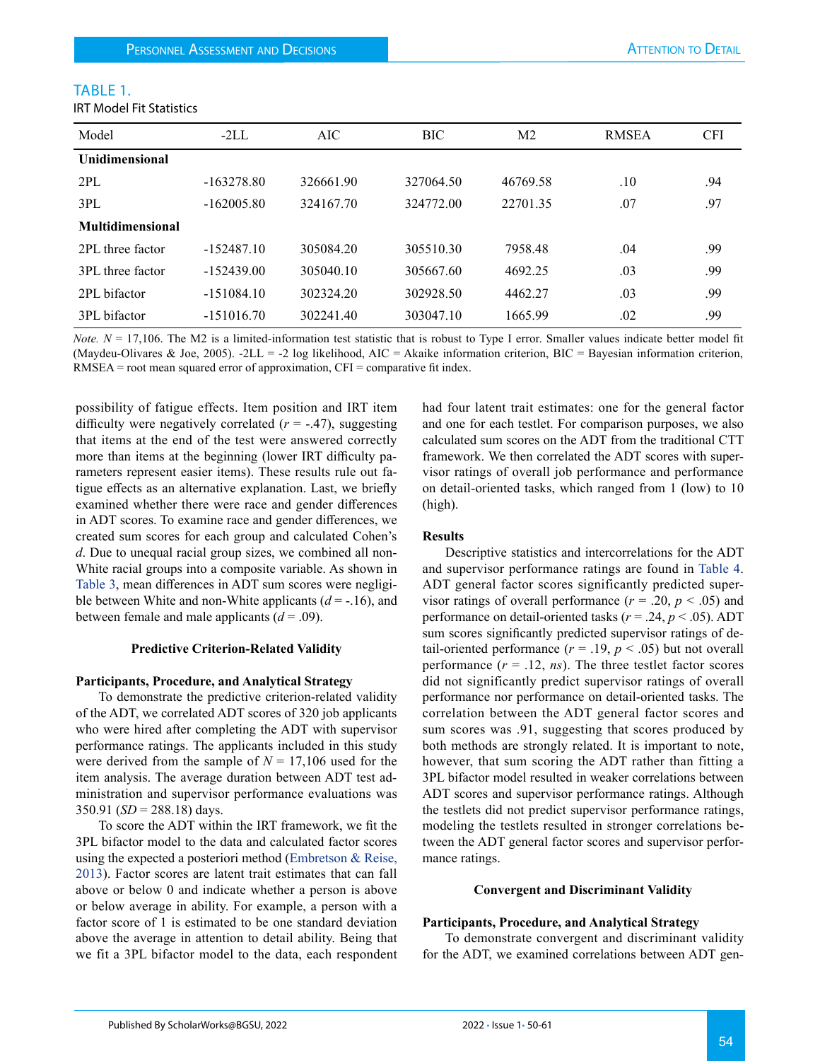**TABLE 1.**
IRT Model Fit Statistics

| Model | -2LL | AIC | BIC | M2 | RMSEA | CFI |
|---|---|---|---|---|---|---|
| **Unidimensional** | | | | | | |
| 2PL | -163278.80 | 326661.90 | 327064.50 | 46769.58 | .10 | .94 |
| 3PL | -162005.80 | 324167.70 | 324772.00 | 22701.35 | .07 | .97 |
| **Multidimensional** | | | | | | |
| 2PL three factor | -152487.10 | 305084.20 | 305510.30 | 7958.48 | .04 | .99 |
| 3PL three factor | -152439.00 | 305040.10 | 305667.60 | 4692.25 | .03 | .99 |
| 2PL bifactor | -151084.10 | 302324.20 | 302928.50 | 4462.27 | .03 | .99 |
| 3PL bifactor | -151016.70 | 302241.40 | 303047.10 | 1665.99 | .02 | .99 |

*Note.* $N$ = 17,106. The M2 is a limited-information test statistic that is robust to Type I error. Smaller values indicate better model fit (Maydeu-Olivares & Joe, 2005). -2LL = -2 log likelihood, AIC = Akaike information criterion, BIC = Bayesian information criterion, RMSEA = root mean squared error of approximation, CFI = comparative fit index.

possibility of fatigue effects. Item position and IRT item difficulty were negatively correlated ($r$ = -.47), suggesting that items at the end of the test were answered correctly more than items at the beginning (lower IRT difficulty parameters represent easier items). These results rule out fatigue effects as an alternative explanation. Last, we briefly examined whether there were race and gender differences in ADT scores. To examine race and gender differences, we created sum scores for each group and calculated Cohen's $d$. Due to unequal racial group sizes, we combined all non-White racial groups into a composite variable. As shown in Table 3, mean differences in ADT sum scores were negligible between White and non-White applicants ($d$ = -.16), and between female and male applicants ($d$ = .09).

### Predictive Criterion-Related Validity

#### Participants, Procedure, and Analytical Strategy

To demonstrate the predictive criterion-related validity of the ADT, we correlated ADT scores of 320 job applicants who were hired after completing the ADT with supervisor performance ratings. The applicants included in this study were derived from the sample of $N$ = 17,106 used for the item analysis. The average duration between ADT test administration and supervisor performance evaluations was 350.91 ($SD$ = 288.18) days.

To score the ADT within the IRT framework, we fit the 3PL bifactor model to the data and calculated factor scores using the expected a posteriori method (Embretson & Reise, 2013). Factor scores are latent trait estimates that can fall above or below 0 and indicate whether a person is above or below average in ability. For example, a person with a factor score of 1 is estimated to be one standard deviation above the average in attention to detail ability. Being that we fit a 3PL bifactor model to the data, each respondent had four latent trait estimates: one for the general factor and one for each testlet. For comparison purposes, we also calculated sum scores on the ADT from the traditional CTT framework. We then correlated the ADT scores with supervisor ratings of overall job performance and performance on detail-oriented tasks, which ranged from 1 (low) to 10 (high).

#### Results

Descriptive statistics and intercorrelations for the ADT and supervisor performance ratings are found in Table 4. ADT general factor scores significantly predicted supervisor ratings of overall performance ($r$ = .20, $p$ < .05) and performance on detail-oriented tasks ($r$ = .24, $p$ < .05). ADT sum scores significantly predicted supervisor ratings of detail-oriented performance ($r$ = .19, $p$ < .05) but not overall performance ($r$ = .12, *ns*). The three testlet factor scores did not significantly predict supervisor ratings of overall performance nor performance on detail-oriented tasks. The correlation between the ADT general factor scores and sum scores was .91, suggesting that scores produced by both methods are strongly related. It is important to note, however, that sum scoring the ADT rather than fitting a 3PL bifactor model resulted in weaker correlations between ADT scores and supervisor performance ratings. Although the testlets did not predict supervisor performance ratings, modeling the testlets resulted in stronger correlations between the ADT general factor scores and supervisor performance ratings.

### Convergent and Discriminant Validity

#### Participants, Procedure, and Analytical Strategy

To demonstrate convergent and discriminant validity for the ADT, we examined correlations between ADT gen-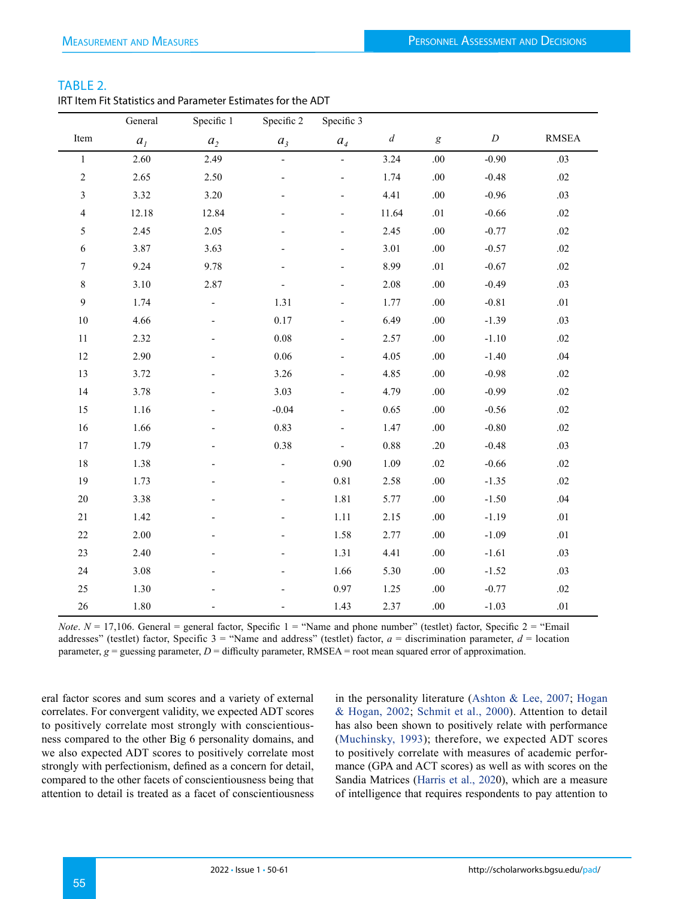TABLE 2.

IRT Item Fit Statistics and Parameter Estimates for the ADT

| Item | General $a_1$ | Specific 1 $a_2$ | Specific 2 $a_3$ | Specific 3 $a_4$ | $d$ | $g$ | $D$ | RMSEA |
|---|---|---|---|---|---|---|---|---|
| 1 | 2.60 | 2.49 | - | - | 3.24 | .00 | -0.90 | .03 |
| 2 | 2.65 | 2.50 | - | - | 1.74 | .00 | -0.48 | .02 |
| 3 | 3.32 | 3.20 | - | - | 4.41 | .00 | -0.96 | .03 |
| 4 | 12.18 | 12.84 | - | - | 11.64 | .01 | -0.66 | .02 |
| 5 | 2.45 | 2.05 | - | - | 2.45 | .00 | -0.77 | .02 |
| 6 | 3.87 | 3.63 | - | - | 3.01 | .00 | -0.57 | .02 |
| 7 | 9.24 | 9.78 | - | - | 8.99 | .01 | -0.67 | .02 |
| 8 | 3.10 | 2.87 | - | - | 2.08 | .00 | -0.49 | .03 |
| 9 | 1.74 | - | 1.31 | - | 1.77 | .00 | -0.81 | .01 |
| 10 | 4.66 | - | 0.17 | - | 6.49 | .00 | -1.39 | .03 |
| 11 | 2.32 | - | 0.08 | - | 2.57 | .00 | -1.10 | .02 |
| 12 | 2.90 | - | 0.06 | - | 4.05 | .00 | -1.40 | .04 |
| 13 | 3.72 | - | 3.26 | - | 4.85 | .00 | -0.98 | .02 |
| 14 | 3.78 | - | 3.03 | - | 4.79 | .00 | -0.99 | .02 |
| 15 | 1.16 | - | -0.04 | - | 0.65 | .00 | -0.56 | .02 |
| 16 | 1.66 | - | 0.83 | - | 1.47 | .00 | -0.80 | .02 |
| 17 | 1.79 | - | 0.38 | - | 0.88 | .20 | -0.48 | .03 |
| 18 | 1.38 | - | - | 0.90 | 1.09 | .02 | -0.66 | .02 |
| 19 | 1.73 | - | - | 0.81 | 2.58 | .00 | -1.35 | .02 |
| 20 | 3.38 | - | - | 1.81 | 5.77 | .00 | -1.50 | .04 |
| 21 | 1.42 | - | - | 1.11 | 2.15 | .00 | -1.19 | .01 |
| 22 | 2.00 | - | - | 1.58 | 2.77 | .00 | -1.09 | .01 |
| 23 | 2.40 | - | - | 1.31 | 4.41 | .00 | -1.61 | .03 |
| 24 | 3.08 | - | - | 1.66 | 5.30 | .00 | -1.52 | .03 |
| 25 | 1.30 | - | - | 0.97 | 1.25 | .00 | -0.77 | .02 |
| 26 | 1.80 | - | - | 1.43 | 2.37 | .00 | -1.03 | .01 |

*Note*. $N$ = 17,106. General = general factor, Specific 1 = "Name and phone number" (testlet) factor, Specific 2 = "Email addresses" (testlet) factor, Specific 3 = "Name and address" (testlet) factor, $a$ = discrimination parameter, $d$ = location parameter, $g$ = guessing parameter, $D$ = difficulty parameter, RMSEA = root mean squared error of approximation.

eral factor scores and sum scores and a variety of external correlates. For convergent validity, we expected ADT scores to positively correlate most strongly with conscientiousness compared to the other Big 6 personality domains, and we also expected ADT scores to positively correlate most strongly with perfectionism, defined as a concern for detail, compared to the other facets of conscientiousness being that attention to detail is treated as a facet of conscientiousness in the personality literature (Ashton & Lee, 2007; Hogan & Hogan, 2002; Schmit et al., 2000). Attention to detail has also been shown to positively relate with performance (Muchinsky, 1993); therefore, we expected ADT scores to positively correlate with measures of academic performance (GPA and ACT scores) as well as with scores on the Sandia Matrices (Harris et al., 2020), which are a measure of intelligence that requires respondents to pay attention to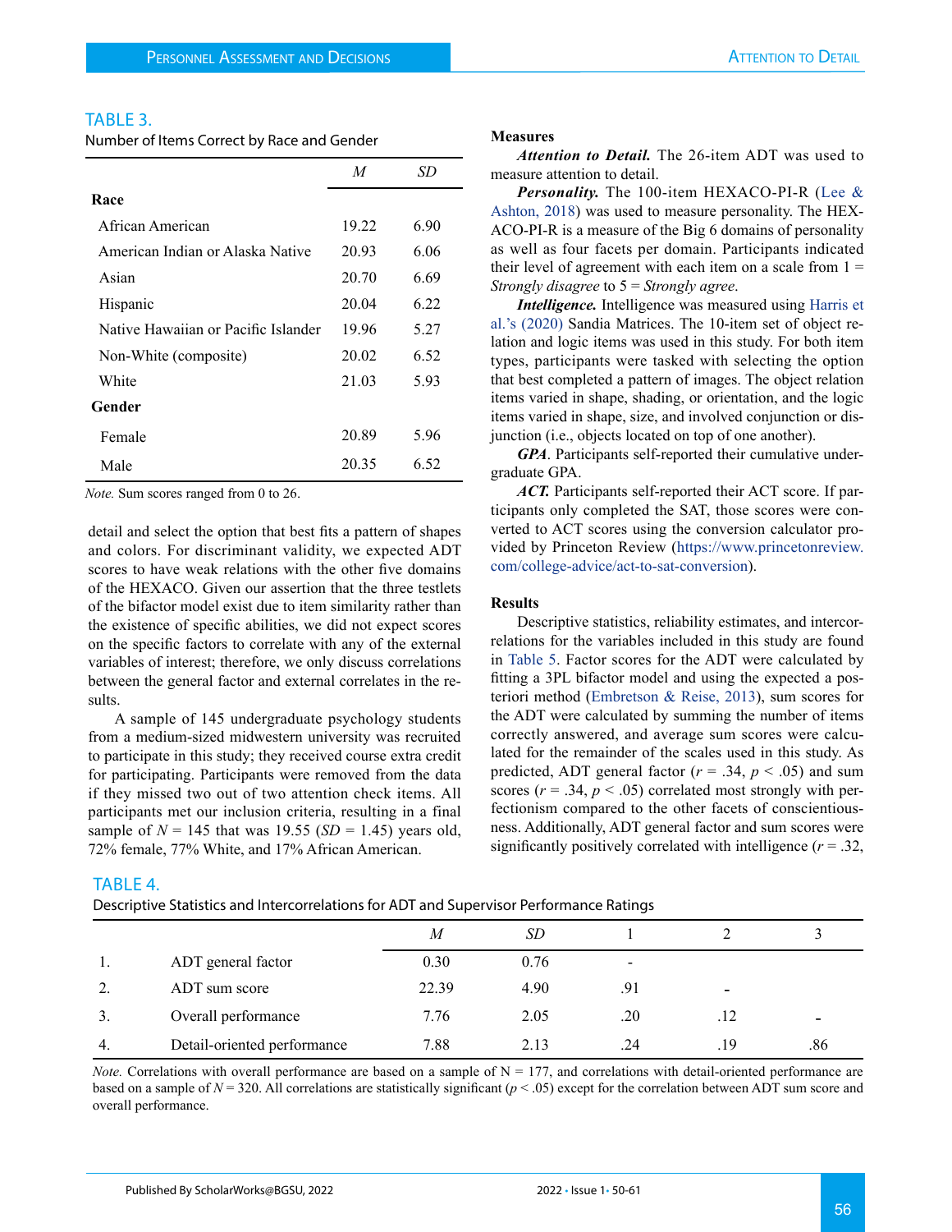TABLE 3.

Number of Items Correct by Race and Gender

| | *M* | *SD* |
|---|---|---|
| **Race** | | |
| African American | 19.22 | 6.90 |
| American Indian or Alaska Native | 20.93 | 6.06 |
| Asian | 20.70 | 6.69 |
| Hispanic | 20.04 | 6.22 |
| Native Hawaiian or Pacific Islander | 19.96 | 5.27 |
| Non-White (composite) | 20.02 | 6.52 |
| White | 21.03 | 5.93 |
| **Gender** | | |
| Female | 20.89 | 5.96 |
| Male | 20.35 | 6.52 |

*Note.* Sum scores ranged from 0 to 26.

detail and select the option that best fits a pattern of shapes and colors. For discriminant validity, we expected ADT scores to have weak relations with the other five domains of the HEXACO. Given our assertion that the three testlets of the bifactor model exist due to item similarity rather than the existence of specific abilities, we did not expect scores on the specific factors to correlate with any of the external variables of interest; therefore, we only discuss correlations between the general factor and external correlates in the results.

A sample of 145 undergraduate psychology students from a medium-sized midwestern university was recruited to participate in this study; they received course extra credit for participating. Participants were removed from the data if they missed two out of two attention check items. All participants met our inclusion criteria, resulting in a final sample of $N = 145$ that was 19.55 ($SD = 1.45$) years old, 72% female, 77% White, and 17% African American.

### Measures

***Attention to Detail.*** The 26-item ADT was used to measure attention to detail.

***Personality.*** The 100-item HEXACO-PI-R (Lee & Ashton, 2018) was used to measure personality. The HEXACO-PI-R is a measure of the Big 6 domains of personality as well as four facets per domain. Participants indicated their level of agreement with each item on a scale from 1 = *Strongly disagree* to 5 = *Strongly agree*.

***Intelligence.*** Intelligence was measured using Harris et al.'s (2020) Sandia Matrices. The 10-item set of object relation and logic items was used in this study. For both item types, participants were tasked with selecting the option that best completed a pattern of images. The object relation items varied in shape, shading, or orientation, and the logic items varied in shape, size, and involved conjunction or disjunction (i.e., objects located on top of one another).

***GPA***. Participants self-reported their cumulative undergraduate GPA.

***ACT.*** Participants self-reported their ACT score. If participants only completed the SAT, those scores were converted to ACT scores using the conversion calculator provided by Princeton Review (https://www.princetonreview.com/college-advice/act-to-sat-conversion).

### Results

Descriptive statistics, reliability estimates, and intercorrelations for the variables included in this study are found in Table 5. Factor scores for the ADT were calculated by fitting a 3PL bifactor model and using the expected a posteriori method (Embretson & Reise, 2013), sum scores for the ADT were calculated by summing the number of items correctly answered, and average sum scores were calculated for the remainder of the scales used in this study. As predicted, ADT general factor ($r = .34$, $p < .05$) and sum scores ($r = .34$, $p < .05$) correlated most strongly with perfectionism compared to the other facets of conscientiousness. Additionally, ADT general factor and sum scores were significantly positively correlated with intelligence ($r = .32$,

TABLE 4.

Descriptive Statistics and Intercorrelations for ADT and Supervisor Performance Ratings

| | | *M* | *SD* | 1 | 2 | 3 |
|---|---|---|---|---|---|---|
| 1. | ADT general factor | 0.30 | 0.76 | - | | |
| 2. | ADT sum score | 22.39 | 4.90 | .91 | - | |
| 3. | Overall performance | 7.76 | 2.05 | .20 | .12 | - |
| 4. | Detail-oriented performance | 7.88 | 2.13 | .24 | .19 | .86 |

*Note.* Correlations with overall performance are based on a sample of N = 177, and correlations with detail-oriented performance are based on a sample of $N = 320$. All correlations are statistically significant ($p < .05$) except for the correlation between ADT sum score and overall performance.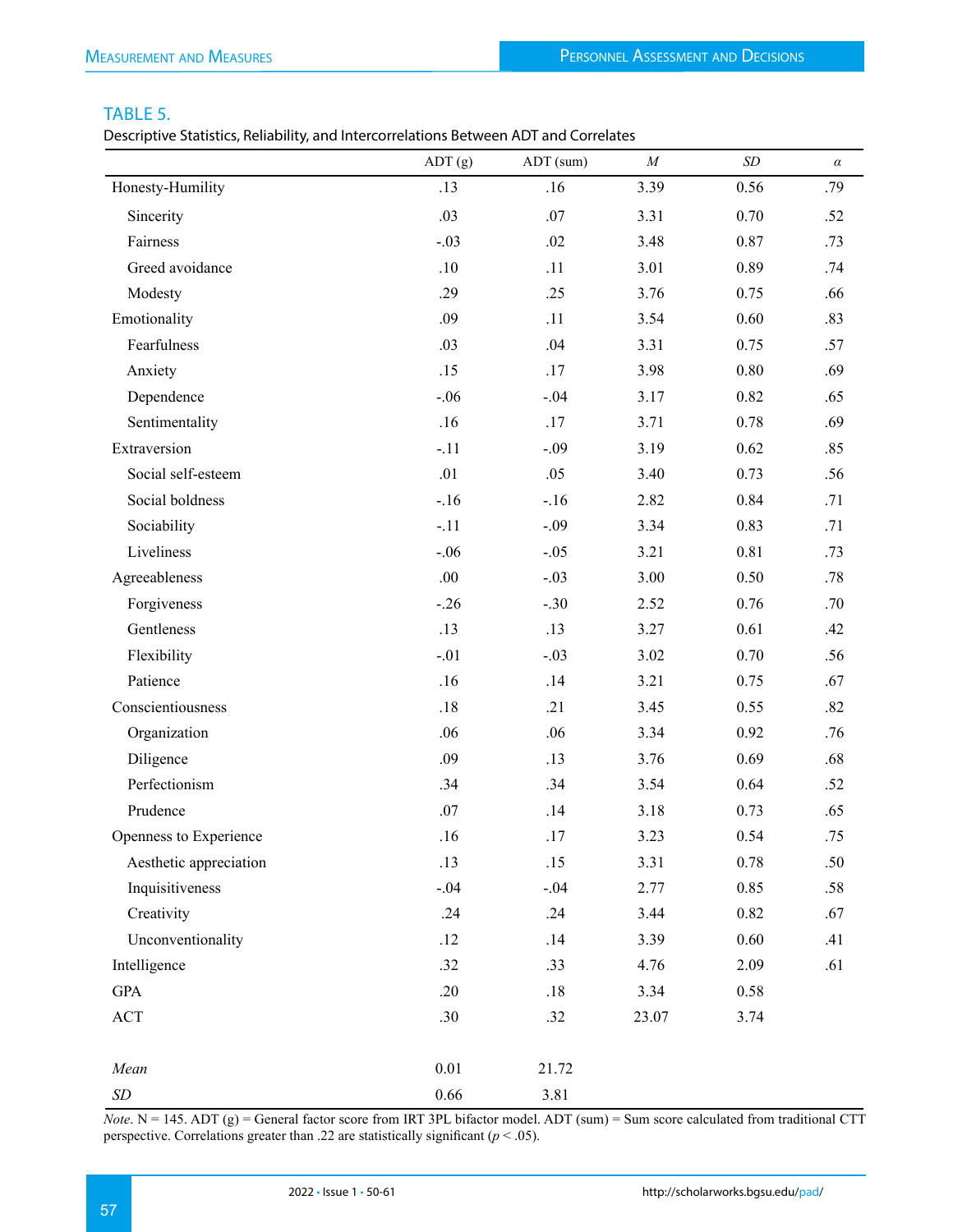## TABLE 5.

Descriptive Statistics, Reliability, and Intercorrelations Between ADT and Correlates

| | ADT (g) | ADT (sum) | *M* | *SD* | *α* |
|---|---|---|---|---|---|
| Honesty-Humility | .13 | .16 | 3.39 | 0.56 | .79 |
| Sincerity | .03 | .07 | 3.31 | 0.70 | .52 |
| Fairness | -.03 | .02 | 3.48 | 0.87 | .73 |
| Greed avoidance | .10 | .11 | 3.01 | 0.89 | .74 |
| Modesty | .29 | .25 | 3.76 | 0.75 | .66 |
| Emotionality | .09 | .11 | 3.54 | 0.60 | .83 |
| Fearfulness | .03 | .04 | 3.31 | 0.75 | .57 |
| Anxiety | .15 | .17 | 3.98 | 0.80 | .69 |
| Dependence | -.06 | -.04 | 3.17 | 0.82 | .65 |
| Sentimentality | .16 | .17 | 3.71 | 0.78 | .69 |
| Extraversion | -.11 | -.09 | 3.19 | 0.62 | .85 |
| Social self-esteem | .01 | .05 | 3.40 | 0.73 | .56 |
| Social boldness | -.16 | -.16 | 2.82 | 0.84 | .71 |
| Sociability | -.11 | -.09 | 3.34 | 0.83 | .71 |
| Liveliness | -.06 | -.05 | 3.21 | 0.81 | .73 |
| Agreeableness | .00 | -.03 | 3.00 | 0.50 | .78 |
| Forgiveness | -.26 | -.30 | 2.52 | 0.76 | .70 |
| Gentleness | .13 | .13 | 3.27 | 0.61 | .42 |
| Flexibility | -.01 | -.03 | 3.02 | 0.70 | .56 |
| Patience | .16 | .14 | 3.21 | 0.75 | .67 |
| Conscientiousness | .18 | .21 | 3.45 | 0.55 | .82 |
| Organization | .06 | .06 | 3.34 | 0.92 | .76 |
| Diligence | .09 | .13 | 3.76 | 0.69 | .68 |
| Perfectionism | .34 | .34 | 3.54 | 0.64 | .52 |
| Prudence | .07 | .14 | 3.18 | 0.73 | .65 |
| Openness to Experience | .16 | .17 | 3.23 | 0.54 | .75 |
| Aesthetic appreciation | .13 | .15 | 3.31 | 0.78 | .50 |
| Inquisitiveness | -.04 | -.04 | 2.77 | 0.85 | .58 |
| Creativity | .24 | .24 | 3.44 | 0.82 | .67 |
| Unconventionality | .12 | .14 | 3.39 | 0.60 | .41 |
| Intelligence | .32 | .33 | 4.76 | 2.09 | .61 |
| GPA | .20 | .18 | 3.34 | 0.58 | |
| ACT | .30 | .32 | 23.07 | 3.74 | |
| *Mean* | 0.01 | 21.72 | | | |
| *SD* | 0.66 | 3.81 | | | |

*Note*. N = 145. ADT (g) = General factor score from IRT 3PL bifactor model. ADT (sum) = Sum score calculated from traditional CTT perspective. Correlations greater than .22 are statistically significant ($p < .05$).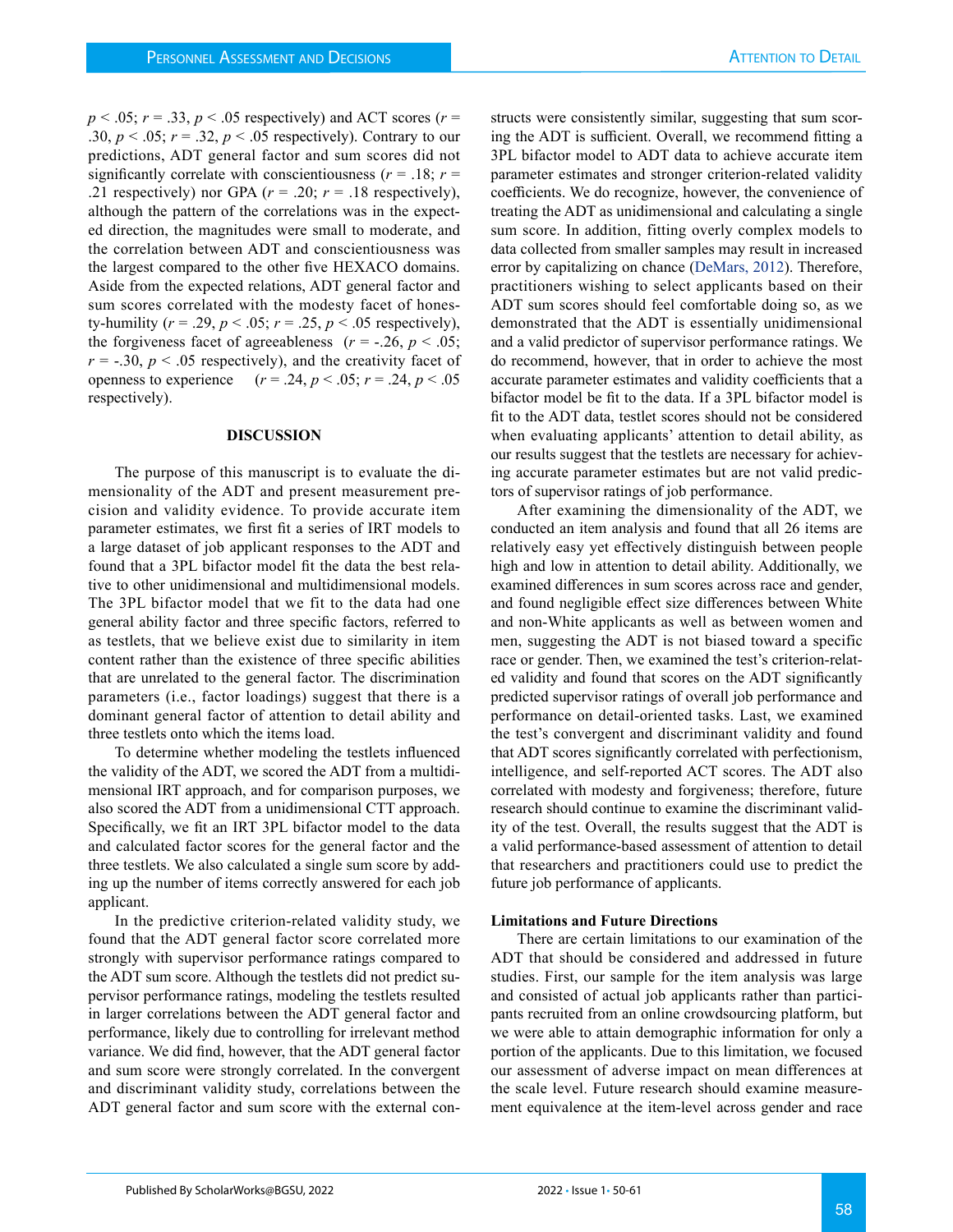$p < .05$; $r = .33$, $p < .05$ respectively) and ACT scores ($r = .30$, $p < .05$; $r = .32$, $p < .05$ respectively). Contrary to our predictions, ADT general factor and sum scores did not significantly correlate with conscientiousness ($r = .18$; $r = .21$ respectively) nor GPA ($r = .20$; $r = .18$ respectively), although the pattern of the correlations was in the expected direction, the magnitudes were small to moderate, and the correlation between ADT and conscientiousness was the largest compared to the other five HEXACO domains. Aside from the expected relations, ADT general factor and sum scores correlated with the modesty facet of honesty-humility ($r = .29$, $p < .05$; $r = .25$, $p < .05$ respectively), the forgiveness facet of agreeableness ($r = -.26$, $p < .05$; $r = -.30$, $p < .05$ respectively), and the creativity facet of openness to experience ($r = .24$, $p < .05$; $r = .24$, $p < .05$ respectively).

## DISCUSSION

The purpose of this manuscript is to evaluate the dimensionality of the ADT and present measurement precision and validity evidence. To provide accurate item parameter estimates, we first fit a series of IRT models to a large dataset of job applicant responses to the ADT and found that a 3PL bifactor model fit the data the best relative to other unidimensional and multidimensional models. The 3PL bifactor model that we fit to the data had one general ability factor and three specific factors, referred to as testlets, that we believe exist due to similarity in item content rather than the existence of three specific abilities that are unrelated to the general factor. The discrimination parameters (i.e., factor loadings) suggest that there is a dominant general factor of attention to detail ability and three testlets onto which the items load.

To determine whether modeling the testlets influenced the validity of the ADT, we scored the ADT from a multidimensional IRT approach, and for comparison purposes, we also scored the ADT from a unidimensional CTT approach. Specifically, we fit an IRT 3PL bifactor model to the data and calculated factor scores for the general factor and the three testlets. We also calculated a single sum score by adding up the number of items correctly answered for each job applicant.

In the predictive criterion-related validity study, we found that the ADT general factor score correlated more strongly with supervisor performance ratings compared to the ADT sum score. Although the testlets did not predict supervisor performance ratings, modeling the testlets resulted in larger correlations between the ADT general factor and performance, likely due to controlling for irrelevant method variance. We did find, however, that the ADT general factor and sum score were strongly correlated. In the convergent and discriminant validity study, correlations between the ADT general factor and sum score with the external constructs were consistently similar, suggesting that sum scoring the ADT is sufficient. Overall, we recommend fitting a 3PL bifactor model to ADT data to achieve accurate item parameter estimates and stronger criterion-related validity coefficients. We do recognize, however, the convenience of treating the ADT as unidimensional and calculating a single sum score. In addition, fitting overly complex models to data collected from smaller samples may result in increased error by capitalizing on chance (DeMars, 2012). Therefore, practitioners wishing to select applicants based on their ADT sum scores should feel comfortable doing so, as we demonstrated that the ADT is essentially unidimensional and a valid predictor of supervisor performance ratings. We do recommend, however, that in order to achieve the most accurate parameter estimates and validity coefficients that a bifactor model be fit to the data. If a 3PL bifactor model is fit to the ADT data, testlet scores should not be considered when evaluating applicants' attention to detail ability, as our results suggest that the testlets are necessary for achieving accurate parameter estimates but are not valid predictors of supervisor ratings of job performance.

After examining the dimensionality of the ADT, we conducted an item analysis and found that all 26 items are relatively easy yet effectively distinguish between people high and low in attention to detail ability. Additionally, we examined differences in sum scores across race and gender, and found negligible effect size differences between White and non-White applicants as well as between women and men, suggesting the ADT is not biased toward a specific race or gender. Then, we examined the test's criterion-related validity and found that scores on the ADT significantly predicted supervisor ratings of overall job performance and performance on detail-oriented tasks. Last, we examined the test's convergent and discriminant validity and found that ADT scores significantly correlated with perfectionism, intelligence, and self-reported ACT scores. The ADT also correlated with modesty and forgiveness; therefore, future research should continue to examine the discriminant validity of the test. Overall, the results suggest that the ADT is a valid performance-based assessment of attention to detail that researchers and practitioners could use to predict the future job performance of applicants.

### Limitations and Future Directions

There are certain limitations to our examination of the ADT that should be considered and addressed in future studies. First, our sample for the item analysis was large and consisted of actual job applicants rather than participants recruited from an online crowdsourcing platform, but we were able to attain demographic information for only a portion of the applicants. Due to this limitation, we focused our assessment of adverse impact on mean differences at the scale level. Future research should examine measurement equivalence at the item-level across gender and race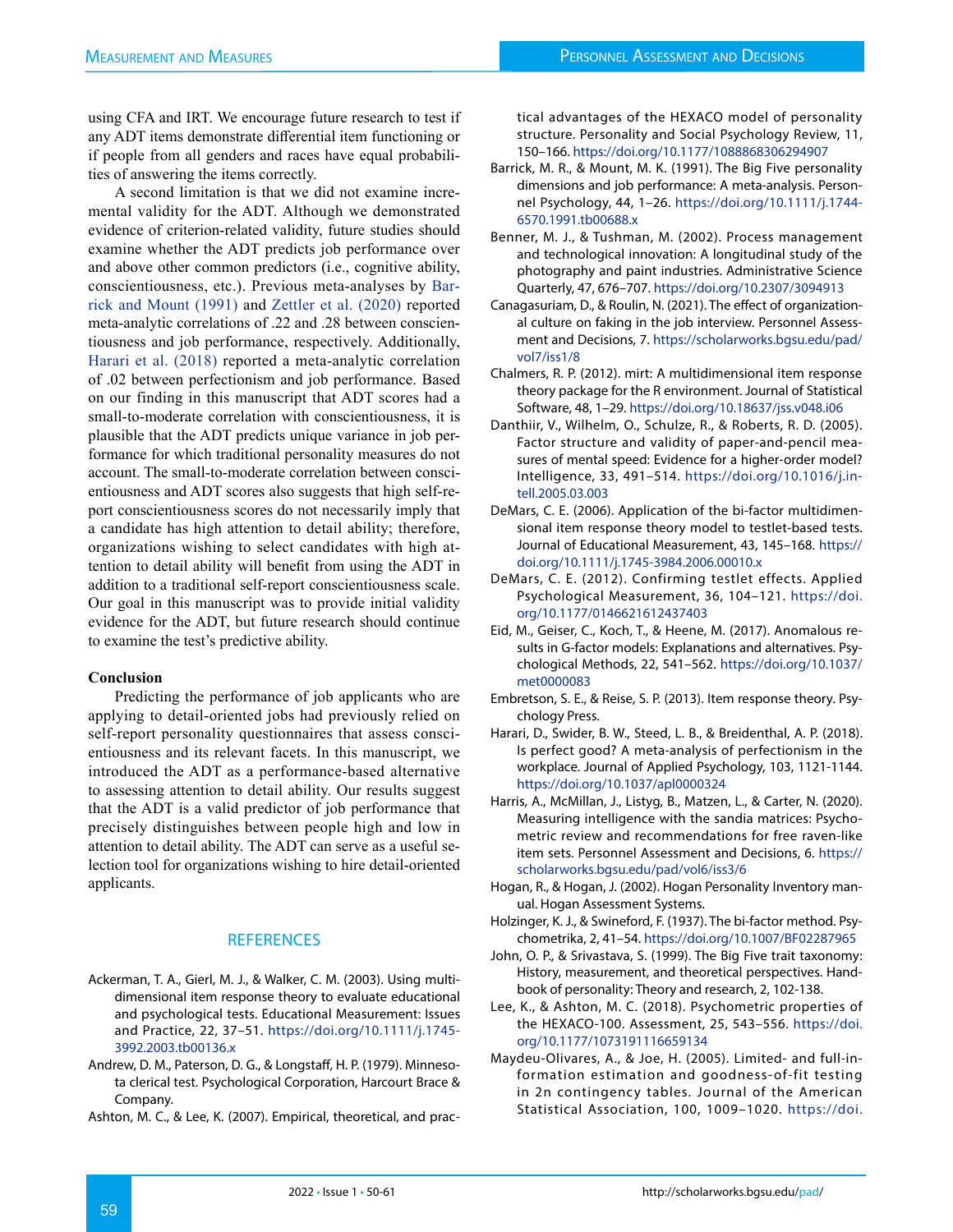using CFA and IRT. We encourage future research to test if any ADT items demonstrate differential item functioning or if people from all genders and races have equal probabilities of answering the items correctly.

A second limitation is that we did not examine incremental validity for the ADT. Although we demonstrated evidence of criterion-related validity, future studies should examine whether the ADT predicts job performance over and above other common predictors (i.e., cognitive ability, conscientiousness, etc.). Previous meta-analyses by Barrick and Mount (1991) and Zettler et al. (2020) reported meta-analytic correlations of .22 and .28 between conscientiousness and job performance, respectively. Additionally, Harari et al. (2018) reported a meta-analytic correlation of .02 between perfectionism and job performance. Based on our finding in this manuscript that ADT scores had a small-to-moderate correlation with conscientiousness, it is plausible that the ADT predicts unique variance in job performance for which traditional personality measures do not account. The small-to-moderate correlation between conscientiousness and ADT scores also suggests that high self-report conscientiousness scores do not necessarily imply that a candidate has high attention to detail ability; therefore, organizations wishing to select candidates with high attention to detail ability will benefit from using the ADT in addition to a traditional self-report conscientiousness scale. Our goal in this manuscript was to provide initial validity evidence for the ADT, but future research should continue to examine the test's predictive ability.

**Conclusion**

Predicting the performance of job applicants who are applying to detail-oriented jobs had previously relied on self-report personality questionnaires that assess conscientiousness and its relevant facets. In this manuscript, we introduced the ADT as a performance-based alternative to assessing attention to detail ability. Our results suggest that the ADT is a valid predictor of job performance that precisely distinguishes between people high and low in attention to detail ability. The ADT can serve as a useful selection tool for organizations wishing to hire detail-oriented applicants.

## REFERENCES

Ackerman, T. A., Gierl, M. J., & Walker, C. M. (2003). Using multidimensional item response theory to evaluate educational and psychological tests. Educational Measurement: Issues and Practice, 22, 37–51. https://doi.org/10.1111/j.1745-3992.2003.tb00136.x

Andrew, D. M., Paterson, D. G., & Longstaff, H. P. (1979). Minnesota clerical test. Psychological Corporation, Harcourt Brace & Company.

Ashton, M. C., & Lee, K. (2007). Empirical, theoretical, and practical advantages of the HEXACO model of personality structure. Personality and Social Psychology Review, 11, 150–166. https://doi.org/10.1177/1088868306294907

Barrick, M. R., & Mount, M. K. (1991). The Big Five personality dimensions and job performance: A meta-analysis. Personnel Psychology, 44, 1–26. https://doi.org/10.1111/j.1744-6570.1991.tb00688.x

Benner, M. J., & Tushman, M. (2002). Process management and technological innovation: A longitudinal study of the photography and paint industries. Administrative Science Quarterly, 47, 676–707. https://doi.org/10.2307/3094913

Canagasuriam, D., & Roulin, N. (2021). The effect of organizational culture on faking in the job interview. Personnel Assessment and Decisions, 7. https://scholarworks.bgsu.edu/pad/vol7/iss1/8

Chalmers, R. P. (2012). mirt: A multidimensional item response theory package for the R environment. Journal of Statistical Software, 48, 1–29. https://doi.org/10.18637/jss.v048.i06

Danthiir, V., Wilhelm, O., Schulze, R., & Roberts, R. D. (2005). Factor structure and validity of paper-and-pencil measures of mental speed: Evidence for a higher-order model? Intelligence, 33, 491–514. https://doi.org/10.1016/j.intell.2005.03.003

DeMars, C. E. (2006). Application of the bi-factor multidimensional item response theory model to testlet-based tests. Journal of Educational Measurement, 43, 145–168. https://doi.org/10.1111/j.1745-3984.2006.00010.x

DeMars, C. E. (2012). Confirming testlet effects. Applied Psychological Measurement, 36, 104–121. https://doi.org/10.1177/0146621612437403

Eid, M., Geiser, C., Koch, T., & Heene, M. (2017). Anomalous results in G-factor models: Explanations and alternatives. Psychological Methods, 22, 541–562. https://doi.org/10.1037/met0000083

Embretson, S. E., & Reise, S. P. (2013). Item response theory. Psychology Press.

Harari, D., Swider, B. W., Steed, L. B., & Breidenthal, A. P. (2018). Is perfect good? A meta-analysis of perfectionism in the workplace. Journal of Applied Psychology, 103, 1121-1144. https://doi.org/10.1037/apl0000324

Harris, A., McMillan, J., Listyg, B., Matzen, L., & Carter, N. (2020). Measuring intelligence with the sandia matrices: Psychometric review and recommendations for free raven-like item sets. Personnel Assessment and Decisions, 6. https://scholarworks.bgsu.edu/pad/vol6/iss3/6

Hogan, R., & Hogan, J. (2002). Hogan Personality Inventory manual. Hogan Assessment Systems.

Holzinger, K. J., & Swineford, F. (1937). The bi-factor method. Psychometrika, 2, 41–54. https://doi.org/10.1007/BF02287965

John, O. P., & Srivastava, S. (1999). The Big Five trait taxonomy: History, measurement, and theoretical perspectives. Handbook of personality: Theory and research, 2, 102-138.

Lee, K., & Ashton, M. C. (2018). Psychometric properties of the HEXACO-100. Assessment, 25, 543–556. https://doi.org/10.1177/1073191116659134

Maydeu-Olivares, A., & Joe, H. (2005). Limited- and full-information estimation and goodness-of-fit testing in 2n contingency tables. Journal of the American Statistical Association, 100, 1009–1020. https://doi.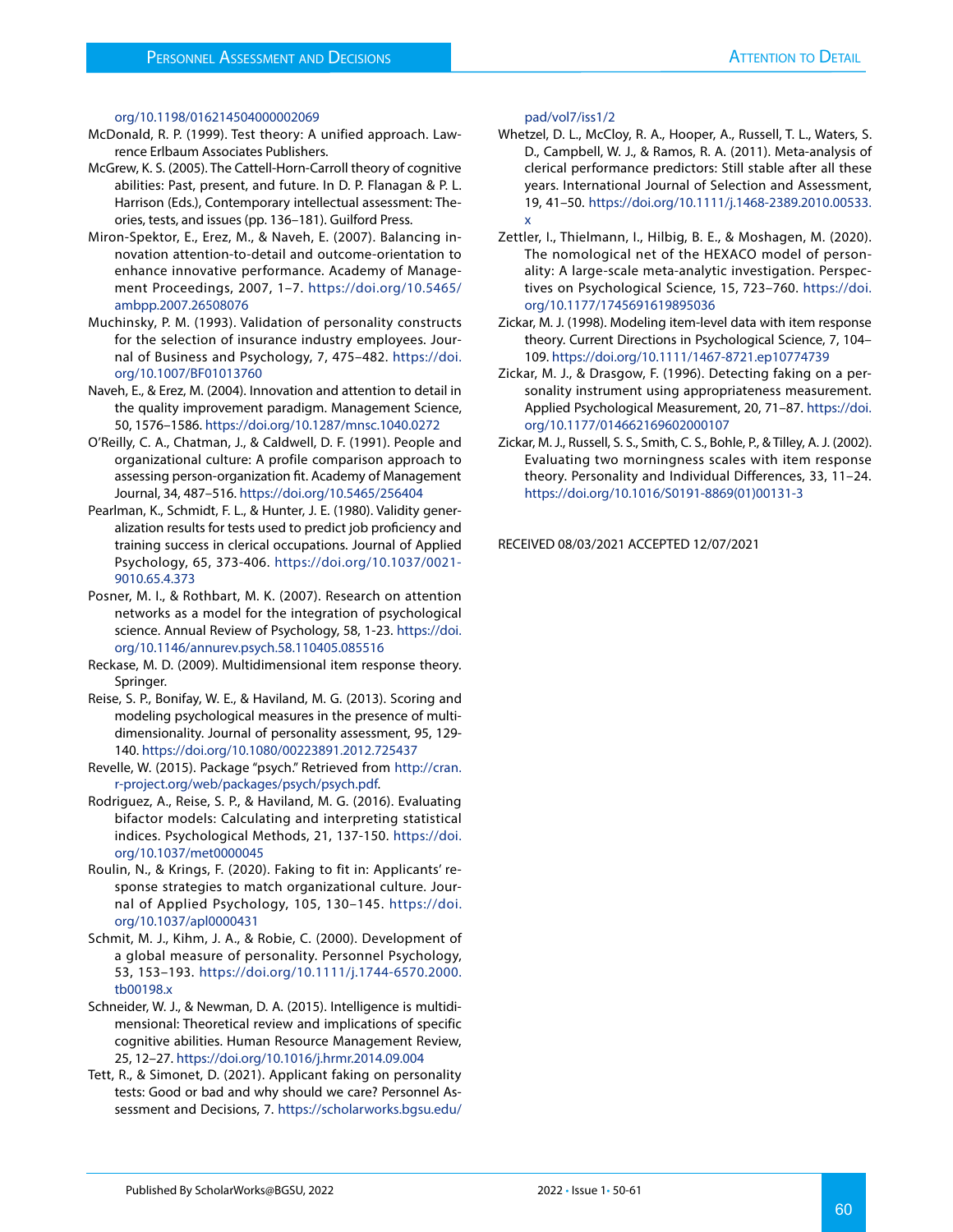org/10.1198/016214504000002069

McDonald, R. P. (1999). Test theory: A unified approach. Lawrence Erlbaum Associates Publishers.

McGrew, K. S. (2005). The Cattell-Horn-Carroll theory of cognitive abilities: Past, present, and future. In D. P. Flanagan & P. L. Harrison (Eds.), Contemporary intellectual assessment: Theories, tests, and issues (pp. 136–181). Guilford Press.

Miron-Spektor, E., Erez, M., & Naveh, E. (2007). Balancing innovation attention-to-detail and outcome-orientation to enhance innovative performance. Academy of Management Proceedings, 2007, 1–7. https://doi.org/10.5465/ambpp.2007.26508076

Muchinsky, P. M. (1993). Validation of personality constructs for the selection of insurance industry employees. Journal of Business and Psychology, 7, 475–482. https://doi.org/10.1007/BF01013760

Naveh, E., & Erez, M. (2004). Innovation and attention to detail in the quality improvement paradigm. Management Science, 50, 1576–1586. https://doi.org/10.1287/mnsc.1040.0272

O'Reilly, C. A., Chatman, J., & Caldwell, D. F. (1991). People and organizational culture: A profile comparison approach to assessing person-organization fit. Academy of Management Journal, 34, 487–516. https://doi.org/10.5465/256404

Pearlman, K., Schmidt, F. L., & Hunter, J. E. (1980). Validity generalization results for tests used to predict job proficiency and training success in clerical occupations. Journal of Applied Psychology, 65, 373-406. https://doi.org/10.1037/0021-9010.65.4.373

Posner, M. I., & Rothbart, M. K. (2007). Research on attention networks as a model for the integration of psychological science. Annual Review of Psychology, 58, 1-23. https://doi.org/10.1146/annurev.psych.58.110405.085516

Reckase, M. D. (2009). Multidimensional item response theory. Springer.

Reise, S. P., Bonifay, W. E., & Haviland, M. G. (2013). Scoring and modeling psychological measures in the presence of multidimensionality. Journal of personality assessment, 95, 129-140. https://doi.org/10.1080/00223891.2012.725437

Revelle, W. (2015). Package "psych." Retrieved from http://cran.r-project.org/web/packages/psych/psych.pdf.

Rodriguez, A., Reise, S. P., & Haviland, M. G. (2016). Evaluating bifactor models: Calculating and interpreting statistical indices. Psychological Methods, 21, 137-150. https://doi.org/10.1037/met0000045

Roulin, N., & Krings, F. (2020). Faking to fit in: Applicants' response strategies to match organizational culture. Journal of Applied Psychology, 105, 130–145. https://doi.org/10.1037/apl0000431

Schmit, M. J., Kihm, J. A., & Robie, C. (2000). Development of a global measure of personality. Personnel Psychology, 53, 153–193. https://doi.org/10.1111/j.1744-6570.2000.tb00198.x

Schneider, W. J., & Newman, D. A. (2015). Intelligence is multidimensional: Theoretical review and implications of specific cognitive abilities. Human Resource Management Review, 25, 12–27. https://doi.org/10.1016/j.hrmr.2014.09.004

Tett, R., & Simonet, D. (2021). Applicant faking on personality tests: Good or bad and why should we care? Personnel Assessment and Decisions, 7. https://scholarworks.bgsu.edu/pad/vol7/iss1/2

Whetzel, D. L., McCloy, R. A., Hooper, A., Russell, T. L., Waters, S. D., Campbell, W. J., & Ramos, R. A. (2011). Meta-analysis of clerical performance predictors: Still stable after all these years. International Journal of Selection and Assessment, 19, 41–50. https://doi.org/10.1111/j.1468-2389.2010.00533.x

Zettler, I., Thielmann, I., Hilbig, B. E., & Moshagen, M. (2020). The nomological net of the HEXACO model of personality: A large-scale meta-analytic investigation. Perspectives on Psychological Science, 15, 723–760. https://doi.org/10.1177/1745691619895036

Zickar, M. J. (1998). Modeling item-level data with item response theory. Current Directions in Psychological Science, 7, 104–109. https://doi.org/10.1111/1467-8721.ep10774739

Zickar, M. J., & Drasgow, F. (1996). Detecting faking on a personality instrument using appropriateness measurement. Applied Psychological Measurement, 20, 71–87. https://doi.org/10.1177/014662169602000107

Zickar, M. J., Russell, S. S., Smith, C. S., Bohle, P., & Tilley, A. J. (2002). Evaluating two morningness scales with item response theory. Personality and Individual Differences, 33, 11–24. https://doi.org/10.1016/S0191-8869(01)00131-3

RECEIVED 08/03/2021 ACCEPTED 12/07/2021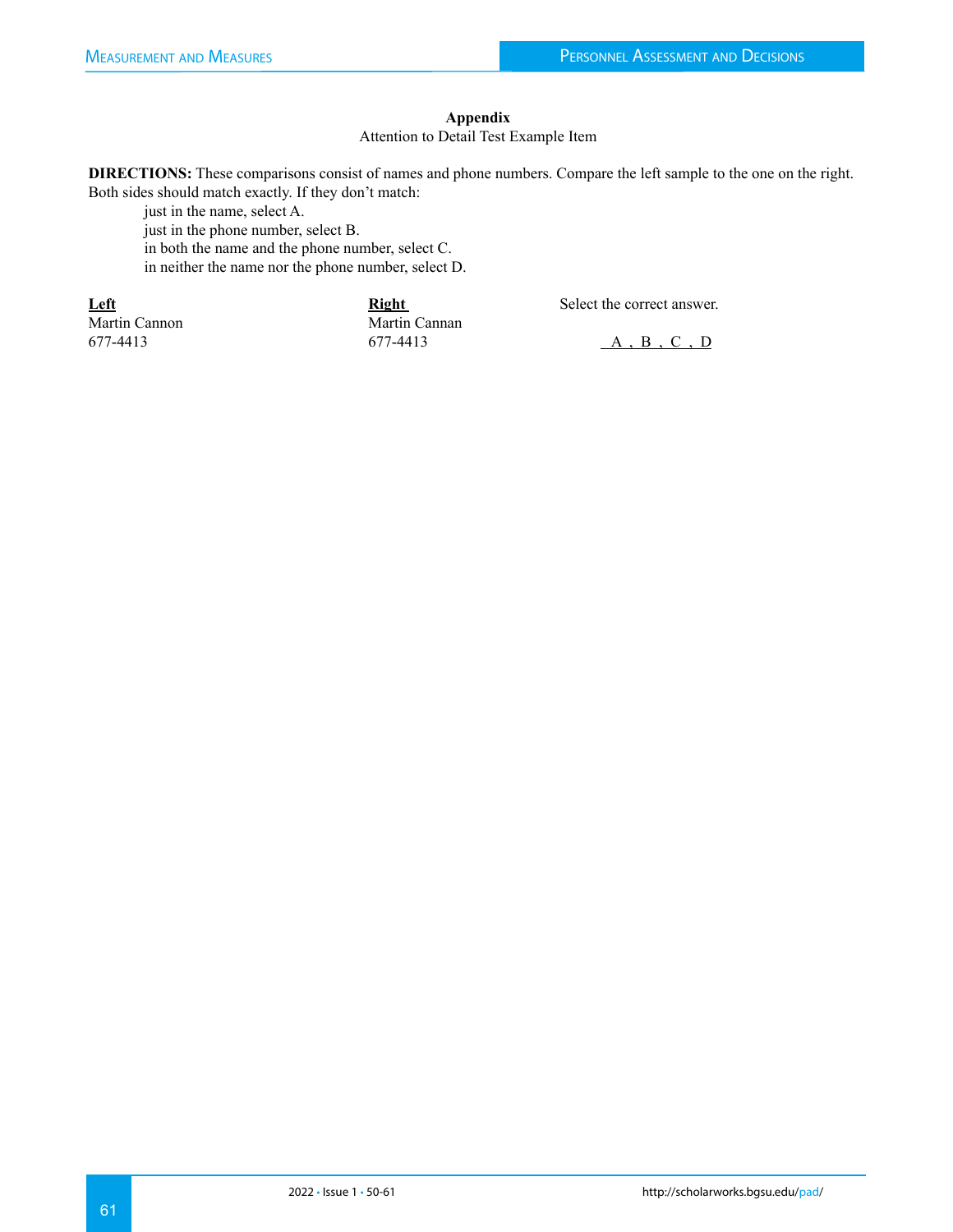**Appendix**

Attention to Detail Test Example Item

**DIRECTIONS:** These comparisons consist of names and phone numbers. Compare the left sample to the one on the right. Both sides should match exactly. If they don't match:

just in the name, select A.
just in the phone number, select B.
in both the name and the phone number, select C.
in neither the name nor the phone number, select D.

| **Left** | **Right** | Select the correct answer. |
|---|---|---|
| Martin Cannon | Martin Cannan | |
| 677-4413 | 677-4413 | A , B , C , D |